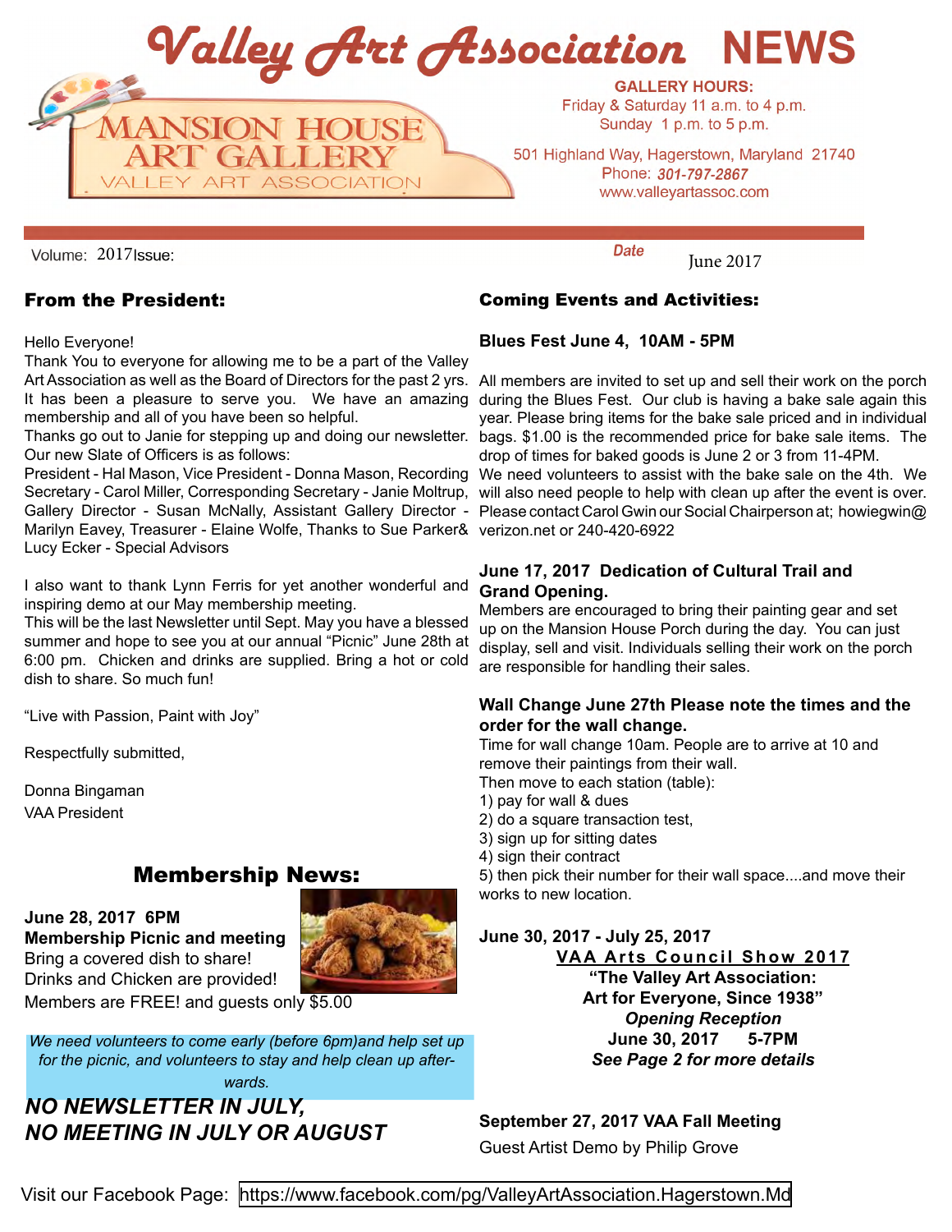# Valley Art Association NEWS

MANSION HOUSE ART GALLERY
VALLEY ART ASSOCIATION

**GALLERY HOURS:**
Friday & Saturday 11 a.m. to 4 p.m.
Sunday 1 p.m. to 5 p.m.

501 Highland Way, Hagerstown, Maryland 21740
Phone: *301-797-2867*
www.valleyartassoc.com

Volume: 2017 Issue: *Date* June 2017

## From the President:

Hello Everyone!

Thank You to everyone for allowing me to be a part of the Valley Art Association as well as the Board of Directors for the past 2 yrs. It has been a pleasure to serve you. We have an amazing membership and all of you have been so helpful.

Thanks go out to Janie for stepping up and doing our newsletter. Our new Slate of Officers is as follows:

President - Hal Mason, Vice President - Donna Mason, Recording Secretary - Carol Miller, Corresponding Secretary - Janie Moltrup, Gallery Director - Susan McNally, Assistant Gallery Director - Marilyn Eavey, Treasurer - Elaine Wolfe, Thanks to Sue Parker& Lucy Ecker - Special Advisors

I also want to thank Lynn Ferris for yet another wonderful and inspiring demo at our May membership meeting.

This will be the last Newsletter until Sept. May you have a blessed summer and hope to see you at our annual "Picnic" June 28th at 6:00 pm. Chicken and drinks are supplied. Bring a hot or cold dish to share. So much fun!

"Live with Passion, Paint with Joy"

Respectfully submitted,

Donna Bingaman
VAA President

## Membership News:

**June 28, 2017 6PM**
**Membership Picnic and meeting**
Bring a covered dish to share!
Drinks and Chicken are provided!
Members are FREE! and guests only $5.00

*We need volunteers to come early (before 6pm)and help set up for the picnic, and volunteers to stay and help clean up afterwards.*

***NO NEWSLETTER IN JULY, NO MEETING IN JULY OR AUGUST***

## Coming Events and Activities:

**Blues Fest June 4, 10AM - 5PM**

All members are invited to set up and sell their work on the porch during the Blues Fest. Our club is having a bake sale again this year. Please bring items for the bake sale priced and in individual bags. $1.00 is the recommended price for bake sale items. The drop of times for baked goods is June 2 or 3 from 11-4PM. We need volunteers to assist with the bake sale on the 4th. We will also need people to help with clean up after the event is over. Please contact Carol Gwin our Social Chairperson at; howiegwin@verizon.net or 240-420-6922

**June 17, 2017 Dedication of Cultural Trail and Grand Opening.**

Members are encouraged to bring their painting gear and set up on the Mansion House Porch during the day. You can just display, sell and visit. Individuals selling their work on the porch are responsible for handling their sales.

**Wall Change June 27th Please note the times and the order for the wall change.**

Time for wall change 10am. People are to arrive at 10 and remove their paintings from their wall.

Then move to each station (table):

1) pay for wall & dues
2) do a square transaction test,
3) sign up for sitting dates
4) sign their contract
5) then pick their number for their wall space....and move their works to new location.

**June 30, 2017 - July 25, 2017**

**VAA Arts Council Show 2017**
**"The Valley Art Association: Art for Everyone, Since 1938"**
***Opening Reception***
**June 30, 2017 5-7PM**
***See Page 2 for more details***

**September 27, 2017 VAA Fall Meeting**
Guest Artist Demo by Philip Grove

Visit our Facebook Page: https://www.facebook.com/pg/ValleyArtAssociation.Hagerstown.Md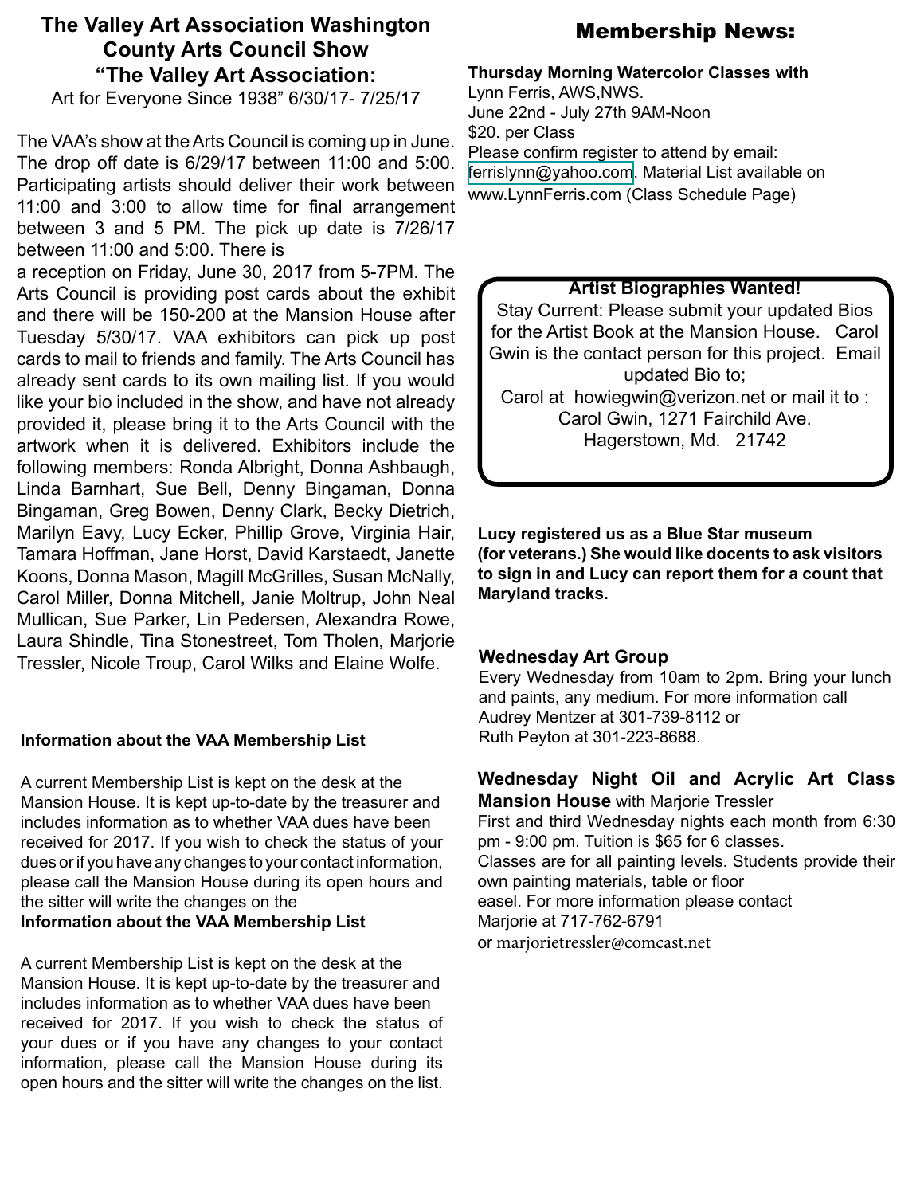## The Valley Art Association Washington County Arts Council Show "The Valley Art Association:

Art for Everyone Since 1938" 6/30/17- 7/25/17

The VAA's show at the Arts Council is coming up in June. The drop off date is 6/29/17 between 11:00 and 5:00. Participating artists should deliver their work between 11:00 and 3:00 to allow time for final arrangement between 3 and 5 PM. The pick up date is 7/26/17 between 11:00 and 5:00. There is
a reception on Friday, June 30, 2017 from 5-7PM. The Arts Council is providing post cards about the exhibit and there will be 150-200 at the Mansion House after Tuesday 5/30/17. VAA exhibitors can pick up post cards to mail to friends and family. The Arts Council has already sent cards to its own mailing list. If you would like your bio included in the show, and have not already provided it, please bring it to the Arts Council with the artwork when it is delivered. Exhibitors include the following members: Ronda Albright, Donna Ashbaugh, Linda Barnhart, Sue Bell, Denny Bingaman, Donna Bingaman, Greg Bowen, Denny Clark, Becky Dietrich, Marilyn Eavy, Lucy Ecker, Phillip Grove, Virginia Hair, Tamara Hoffman, Jane Horst, David Karstaedt, Janette Koons, Donna Mason, Magill McGrilles, Susan McNally, Carol Miller, Donna Mitchell, Janie Moltrup, John Neal Mullican, Sue Parker, Lin Pedersen, Alexandra Rowe, Laura Shindle, Tina Stonestreet, Tom Tholen, Marjorie Tressler, Nicole Troup, Carol Wilks and Elaine Wolfe.

**Information about the VAA Membership List**

A current Membership List is kept on the desk at the Mansion House. It is kept up-to-date by the treasurer and includes information as to whether VAA dues have been received for 2017. If you wish to check the status of your dues or if you have any changes to your contact information, please call the Mansion House during its open hours and the sitter will write the changes on the

**Information about the VAA Membership List**

A current Membership List is kept on the desk at the Mansion House. It is kept up-to-date by the treasurer and includes information as to whether VAA dues have been received for 2017. If you wish to check the status of your dues or if you have any changes to your contact information, please call the Mansion House during its open hours and the sitter will write the changes on the list.

## Membership News:

**Thursday Morning Watercolor Classes with**
Lynn Ferris, AWS,NWS.
June 22nd - July 27th 9AM-Noon
$20. per Class
Please confirm register to attend by email: ferrislynn@yahoo.com. Material List available on www.LynnFerris.com (Class Schedule Page)

**Artist Biographies Wanted!**

Stay Current: Please submit your updated Bios for the Artist Book at the Mansion House. Carol Gwin is the contact person for this project. Email updated Bio to;
Carol at howiegwin@verizon.net or mail it to :
Carol Gwin, 1271 Fairchild Ave.
Hagerstown, Md. 21742

**Lucy registered us as a Blue Star museum (for veterans.) She would like docents to ask visitors to sign in and Lucy can report them for a count that Maryland tracks.**

**Wednesday Art Group**

Every Wednesday from 10am to 2pm. Bring your lunch and paints, any medium. For more information call Audrey Mentzer at 301-739-8112 or
Ruth Peyton at 301-223-8688.

**Wednesday Night Oil and Acrylic Art Class Mansion House** with Marjorie Tressler

First and third Wednesday nights each month from 6:30 pm - 9:00 pm. Tuition is $65 for 6 classes.
Classes are for all painting levels. Students provide their own painting materials, table or floor easel. For more information please contact Marjorie at 717-762-6791
or marjorietressler@comcast.net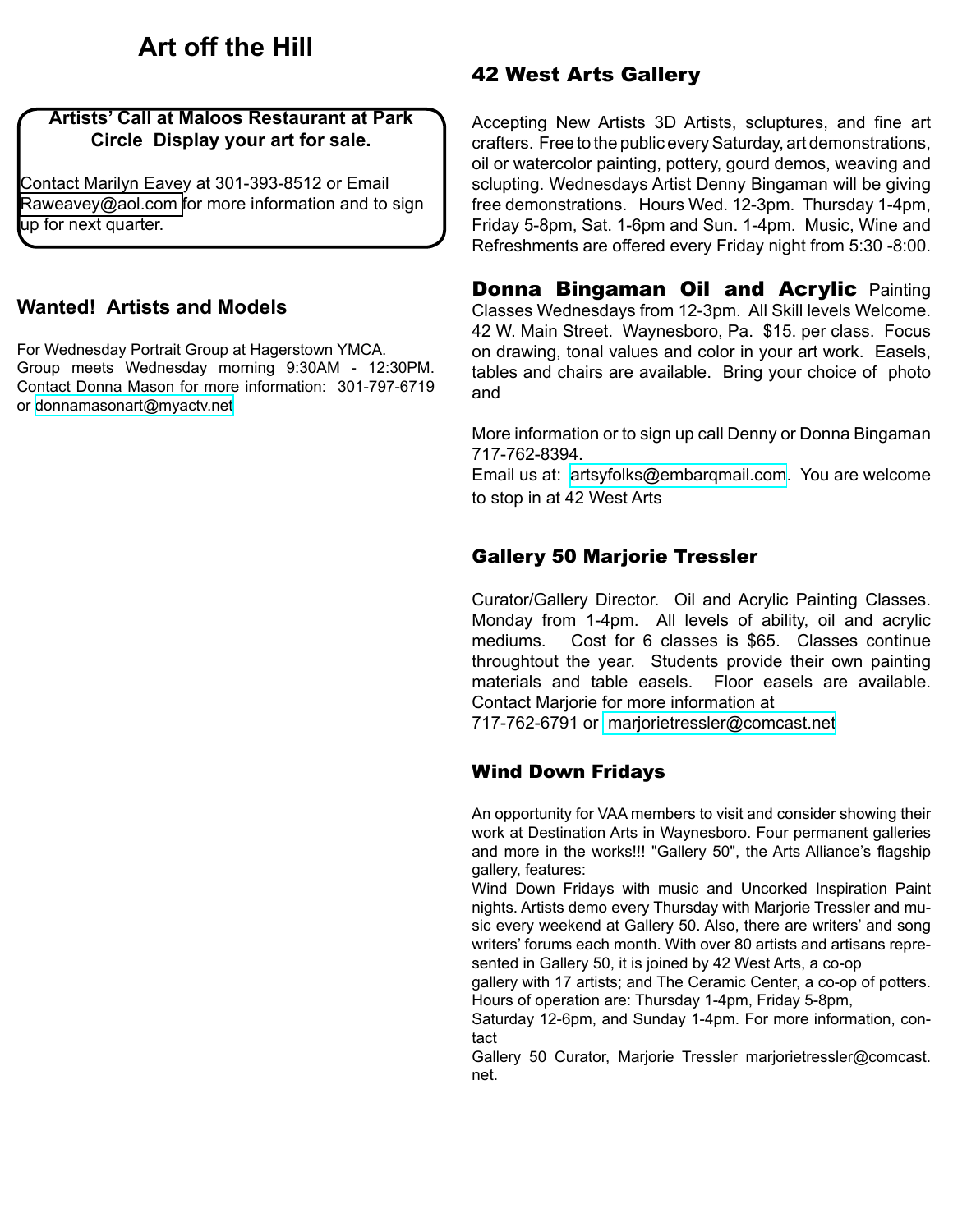# Art off the Hill

**Artists' Call at Maloos Restaurant at Park Circle Display your art for sale.**

Contact Marilyn Eavey at 301-393-8512 or Email Raweavey@aol.com for more information and to sign up for next quarter.

## Wanted! Artists and Models

For Wednesday Portrait Group at Hagerstown YMCA. Group meets Wednesday morning 9:30AM - 12:30PM. Contact Donna Mason for more information: 301-797-6719 or donnamasonart@myactv.net

## 42 West Arts Gallery

Accepting New Artists 3D Artists, scluptures, and fine art crafters. Free to the public every Saturday, art demonstrations, oil or watercolor painting, pottery, gourd demos, weaving and sclupting. Wednesdays Artist Denny Bingaman will be giving free demonstrations. Hours Wed. 12-3pm. Thursday 1-4pm, Friday 5-8pm, Sat. 1-6pm and Sun. 1-4pm. Music, Wine and Refreshments are offered every Friday night from 5:30 -8:00.

**Donna Bingaman Oil and Acrylic** Painting Classes Wednesdays from 12-3pm. All Skill levels Welcome. 42 W. Main Street. Waynesboro, Pa. $15. per class. Focus on drawing, tonal values and color in your art work. Easels, tables and chairs are available. Bring your choice of photo and

More information or to sign up call Denny or Donna Bingaman 717-762-8394.
Email us at: artsyfolks@embarqmail.com. You are welcome to stop in at 42 West Arts

## Gallery 50 Marjorie Tressler

Curator/Gallery Director. Oil and Acrylic Painting Classes. Monday from 1-4pm. All levels of ability, oil and acrylic mediums. Cost for 6 classes is $65. Classes continue throughtout the year. Students provide their own painting materials and table easels. Floor easels are available. Contact Marjorie for more information at
717-762-6791 or marjorietressler@comcast.net

## Wind Down Fridays

An opportunity for VAA members to visit and consider showing their work at Destination Arts in Waynesboro. Four permanent galleries and more in the works!!! "Gallery 50", the Arts Alliance's flagship gallery, features:
Wind Down Fridays with music and Uncorked Inspiration Paint nights. Artists demo every Thursday with Marjorie Tressler and music every weekend at Gallery 50. Also, there are writers' and song writers' forums each month. With over 80 artists and artisans represented in Gallery 50, it is joined by 42 West Arts, a co-op gallery with 17 artists; and The Ceramic Center, a co-op of potters. Hours of operation are: Thursday 1-4pm, Friday 5-8pm, Saturday 12-6pm, and Sunday 1-4pm. For more information, contact Gallery 50 Curator, Marjorie Tressler marjorietressler@comcast.net.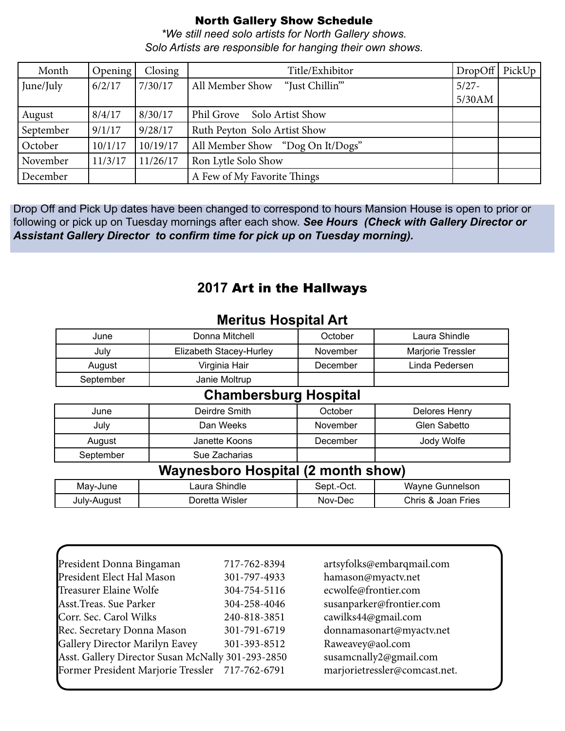## North Gallery Show Schedule

*\*We still need solo artists for North Gallery shows.*
*Solo Artists are responsible for hanging their own shows.*

| Month | Opening | Closing | Title/Exhibitor | DropOff | PickUp |
|---|---|---|---|---|---|
| June/July | 6/2/17 | 7/30/17 | All Member Show "Just Chillin'" | 5/27-5/30AM | |
| August | 8/4/17 | 8/30/17 | Phil Grove Solo Artist Show | | |
| September | 9/1/17 | 9/28/17 | Ruth Peyton Solo Artist Show | | |
| October | 10/1/17 | 10/19/17 | All Member Show "Dog On It/Dogs" | | |
| November | 11/3/17 | 11/26/17 | Ron Lytle Solo Show | | |
| December | | | A Few of My Favorite Things | | |

Drop Off and Pick Up dates have been changed to correspond to hours Mansion House is open to prior or following or pick up on Tuesday mornings after each show. ***See Hours (Check with Gallery Director or Assistant Gallery Director to confirm time for pick up on Tuesday morning).***

## 2017 Art in the Hallways

### Meritus Hospital Art

| | | | |
|---|---|---|---|
| June | Donna Mitchell | October | Laura Shindle |
| July | Elizabeth Stacey-Hurley | November | Marjorie Tressler |
| August | Virginia Hair | December | Linda Pedersen |
| September | Janie Moltrup | | |

### Chambersburg Hospital

| | | | |
|---|---|---|---|
| June | Deirdre Smith | October | Delores Henry |
| July | Dan Weeks | November | Glen Sabetto |
| August | Janette Koons | December | Jody Wolfe |
| September | Sue Zacharias | | |

### Waynesboro Hospital (2 month show)

| | | | |
|---|---|---|---|
| May-June | Laura Shindle | Sept.-Oct. | Wayne Gunnelson |
| July-August | Doretta Wisler | Nov-Dec | Chris & Joan Fries |

| | | |
|---|---|---|
| President Donna Bingaman | 717-762-8394 | artsyfolks@embarqmail.com |
| President Elect Hal Mason | 301-797-4933 | hamason@myactv.net |
| Treasurer Elaine Wolfe | 304-754-5116 | ecwolfe@frontier.com |
| Asst.Treas. Sue Parker | 304-258-4046 | susanparker@frontier.com |
| Corr. Sec. Carol Wilks | 240-818-3851 | cawilks44@gmail.com |
| Rec. Secretary Donna Mason | 301-791-6719 | donnamasonart@myactv.net |
| Gallery Director Marilyn Eavey | 301-393-8512 | Raweavey@aol.com |
| Asst. Gallery Director Susan McNally | 301-293-2850 | susamcnally2@gmail.com |
| Former President Marjorie Tressler | 717-762-6791 | marjorietressler@comcast.net. |